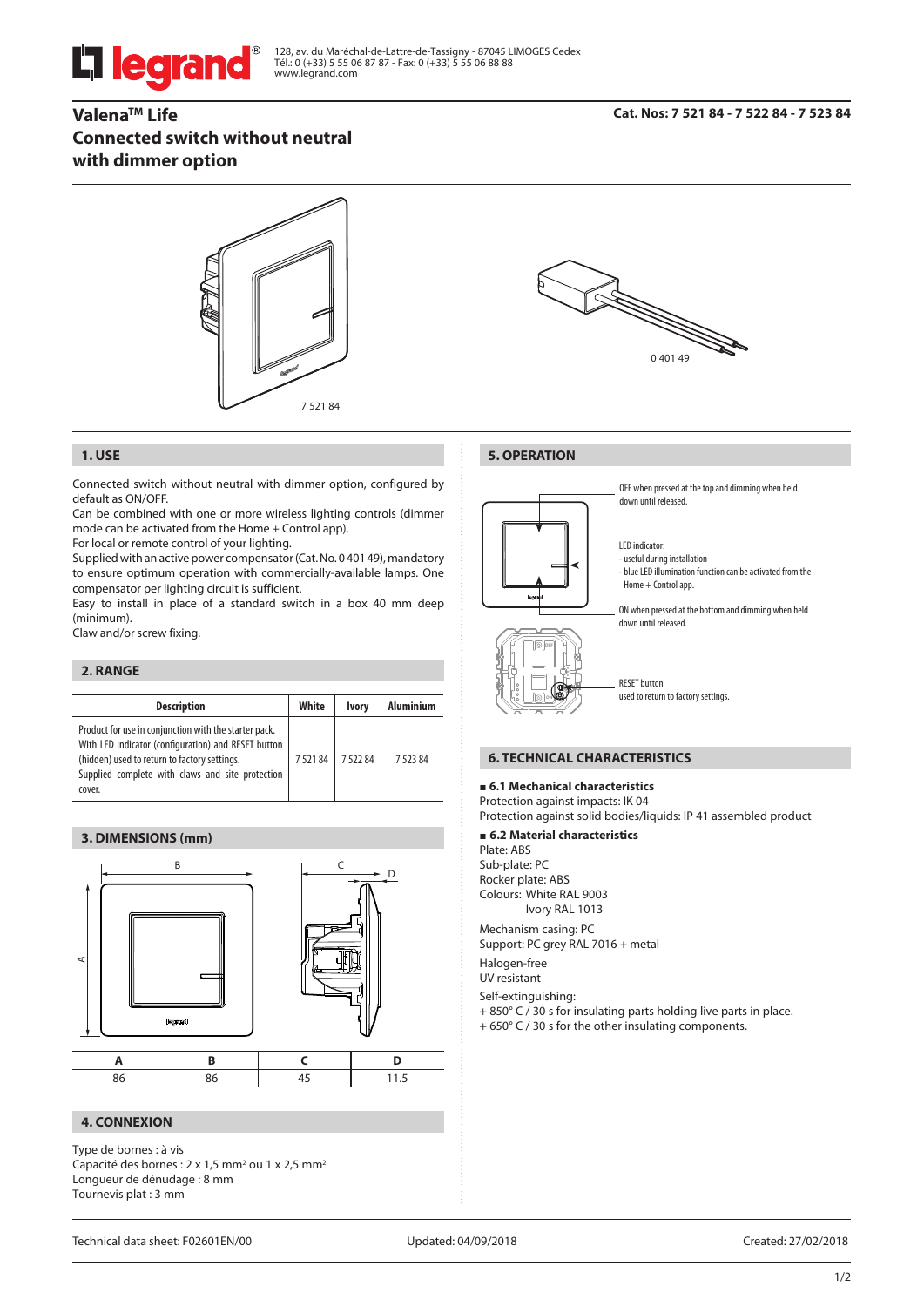legrand®

128, av. du Maréchal-de-Lattre-de-Tassigny - 87045 LIMOGES Cedex
Tél.: 0 (+33) 5 55 06 87 87 - Fax: 0 (+33) 5 55 06 88 88
www.legrand.com

# Valena™ Life Connected switch without neutral with dimmer option

**Cat. Nos: 7 521 84 - 7 522 84 - 7 523 84**

7 521 84

0 401 49

## 1. USE

Connected switch without neutral with dimmer option, configured by default as ON/OFF.
Can be combined with one or more wireless lighting controls (dimmer mode can be activated from the Home + Control app).
For local or remote control of your lighting.
Supplied with an active power compensator (Cat. No. 0 401 49), mandatory to ensure optimum operation with commercially-available lamps. One compensator per lighting circuit is sufficient.
Easy to install in place of a standard switch in a box 40 mm deep (minimum).
Claw and/or screw fixing.

## 2. RANGE

| Description | White | Ivory | Aluminium |
|---|---|---|---|
| Product for use in conjunction with the starter pack. With LED indicator (configuration) and RESET button (hidden) used to return to factory settings. Supplied complete with claws and site protection cover. | 7 521 84 | 7 522 84 | 7 523 84 |

## 3. DIMENSIONS (mm)

| A | B | C | D |
|---|---|---|---|
| 86 | 86 | 45 | 11.5 |

## 4. CONNEXION

Type de bornes : à vis
Capacité des bornes : 2 x 1,5 mm² ou 1 x 2,5 mm²
Longueur de dénudage : 8 mm
Tournevis plat : 3 mm

## 5. OPERATION

OFF when pressed at the top and dimming when held down until released.

LED indicator:
- useful during installation
- blue LED illumination function can be activated from the Home + Control app.

ON when pressed at the bottom and dimming when held down until released.

RESET button
used to return to factory settings.

## 6. TECHNICAL CHARACTERISTICS

### 6.1 Mechanical characteristics

Protection against impacts: IK 04
Protection against solid bodies/liquids: IP 41 assembled product

### 6.2 Material characteristics

Plate: ABS
Sub-plate: PC
Rocker plate: ABS
Colours: White RAL 9003
Ivory RAL 1013

Mechanism casing: PC
Support: PC grey RAL 7016 + metal

Halogen-free
UV resistant

Self-extinguishing:
+ 850° C / 30 s for insulating parts holding live parts in place.
+ 650° C / 30 s for the other insulating components.

Technical data sheet: F02601EN/00 Updated: 04/09/2018 Created: 27/02/2018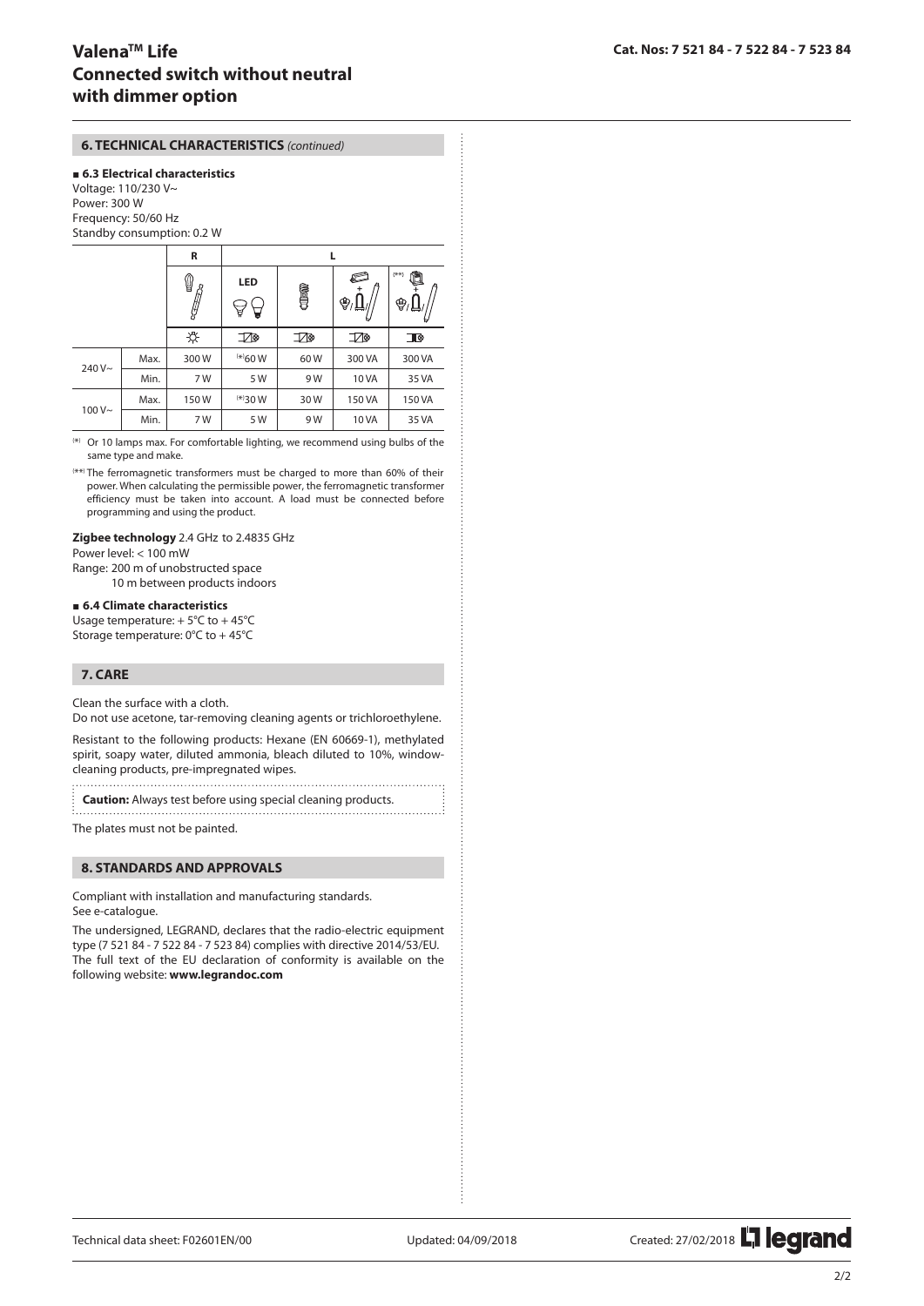# Valena[TM] Life Connected switch without neutral with dimmer option

**Cat. Nos: 7 521 84 - 7 522 84 - 7 523 84**

## 6. TECHNICAL CHARACTERISTICS *(continued)*

### ■ 6.3 Electrical characteristics

Voltage: 110/230 V~
Power: 300 W
Frequency: 50/60 Hz
Standby consumption: 0.2 W

| | | R | L | | | |
|---|---|---|---|---|---|---|
| | | | LED | | | (**) |
| 240 V~ | Max. | 300 W | (*) 60 W | 60 W | 300 VA | 300 VA |
| | Min. | 7 W | 5 W | 9 W | 10 VA | 35 VA |
| 100 V~ | Max. | 150 W | (*) 30 W | 30 W | 150 VA | 150 VA |
| | Min. | 7 W | 5 W | 9 W | 10 VA | 35 VA |

(*) Or 10 lamps max. For comfortable lighting, we recommend using bulbs of the same type and make.

(**) The ferromagnetic transformers must be charged to more than 60% of their power. When calculating the permissible power, the ferromagnetic transformer efficiency must be taken into account. A load must be connected before programming and using the product.

**Zigbee technology** 2.4 GHz to 2.4835 GHz
Power level: < 100 mW
Range: 200 m of unobstructed space
10 m between products indoors

### ■ 6.4 Climate characteristics

Usage temperature: + 5°C to + 45°C
Storage temperature: 0°C to + 45°C

## 7. CARE

Clean the surface with a cloth.
Do not use acetone, tar-removing cleaning agents or trichloroethylene.

Resistant to the following products: Hexane (EN 60669-1), methylated spirit, soapy water, diluted ammonia, bleach diluted to 10%, window-cleaning products, pre-impregnated wipes.

**Caution:** Always test before using special cleaning products.

The plates must not be painted.

## 8. STANDARDS AND APPROVALS

Compliant with installation and manufacturing standards.
See e-catalogue.

The undersigned, LEGRAND, declares that the radio-electric equipment type (7 521 84 - 7 522 84 - 7 523 84) complies with directive 2014/53/EU. The full text of the EU declaration of conformity is available on the following website: **www.legrandoc.com**

Technical data sheet: F02601EN/00 Updated: 04/09/2018 Created: 27/02/2018